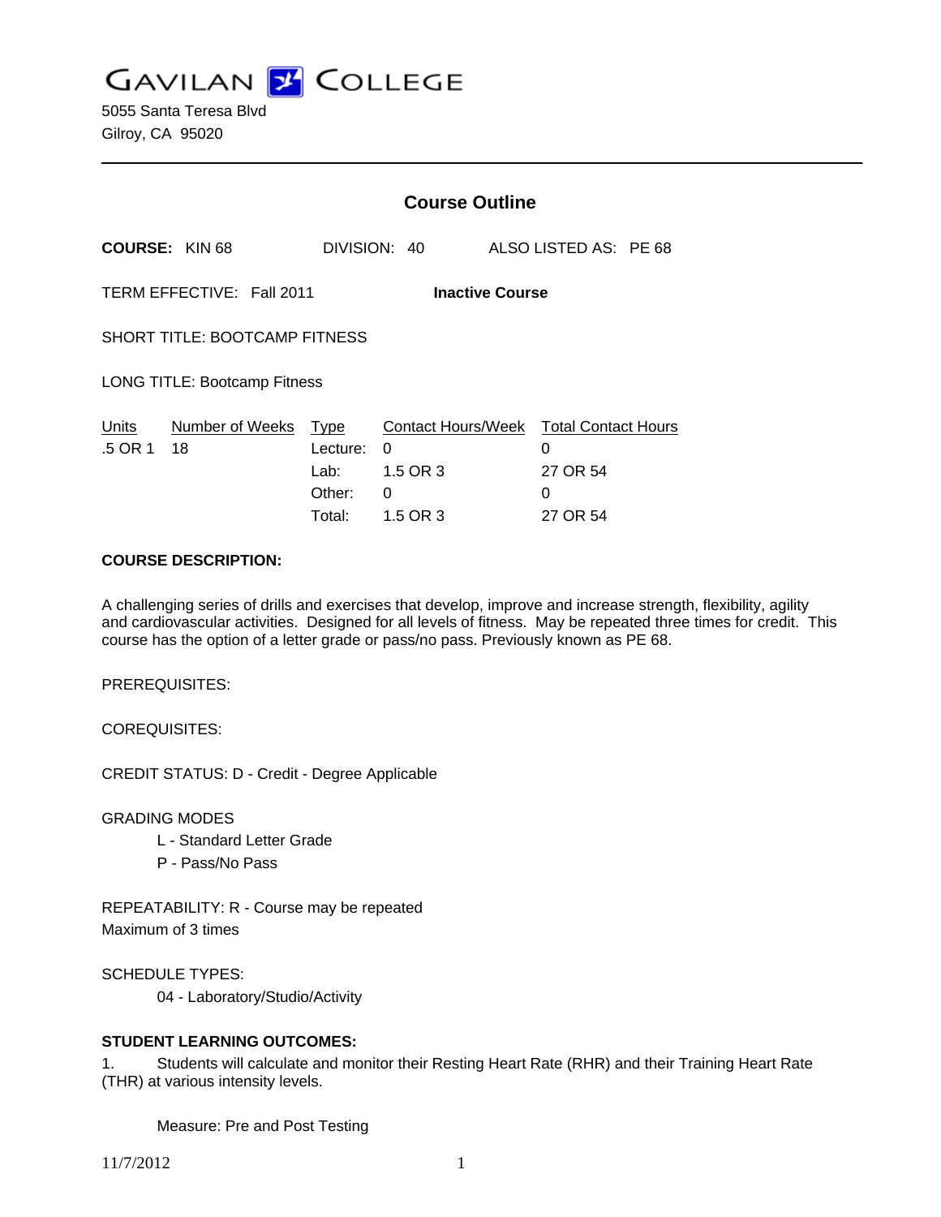GAVILAN COLLEGE

5055 Santa Teresa Blvd
Gilroy, CA 95020

## Course Outline

**COURSE:** KIN 68 DIVISION: 40 ALSO LISTED AS: PE 68

TERM EFFECTIVE: Fall 2011 **Inactive Course**

SHORT TITLE: BOOTCAMP FITNESS

LONG TITLE: Bootcamp Fitness

| Units | Number of Weeks | Type | Contact Hours/Week | Total Contact Hours |
|---|---|---|---|---|
| .5 OR 1 | 18 | Lecture: | 0 | 0 |
| | | Lab: | 1.5 OR 3 | 27 OR 54 |
| | | Other: | 0 | 0 |
| | | Total: | 1.5 OR 3 | 27 OR 54 |

**COURSE DESCRIPTION:**

A challenging series of drills and exercises that develop, improve and increase strength, flexibility, agility and cardiovascular activities. Designed for all levels of fitness. May be repeated three times for credit. This course has the option of a letter grade or pass/no pass. Previously known as PE 68.

PREREQUISITES:

COREQUISITES:

CREDIT STATUS: D - Credit - Degree Applicable

GRADING MODES
- L - Standard Letter Grade
- P - Pass/No Pass

REPEATABILITY: R - Course may be repeated
Maximum of 3 times

SCHEDULE TYPES:
- 04 - Laboratory/Studio/Activity

**STUDENT LEARNING OUTCOMES:**

1. Students will calculate and monitor their Resting Heart Rate (RHR) and their Training Heart Rate (THR) at various intensity levels.

Measure: Pre and Post Testing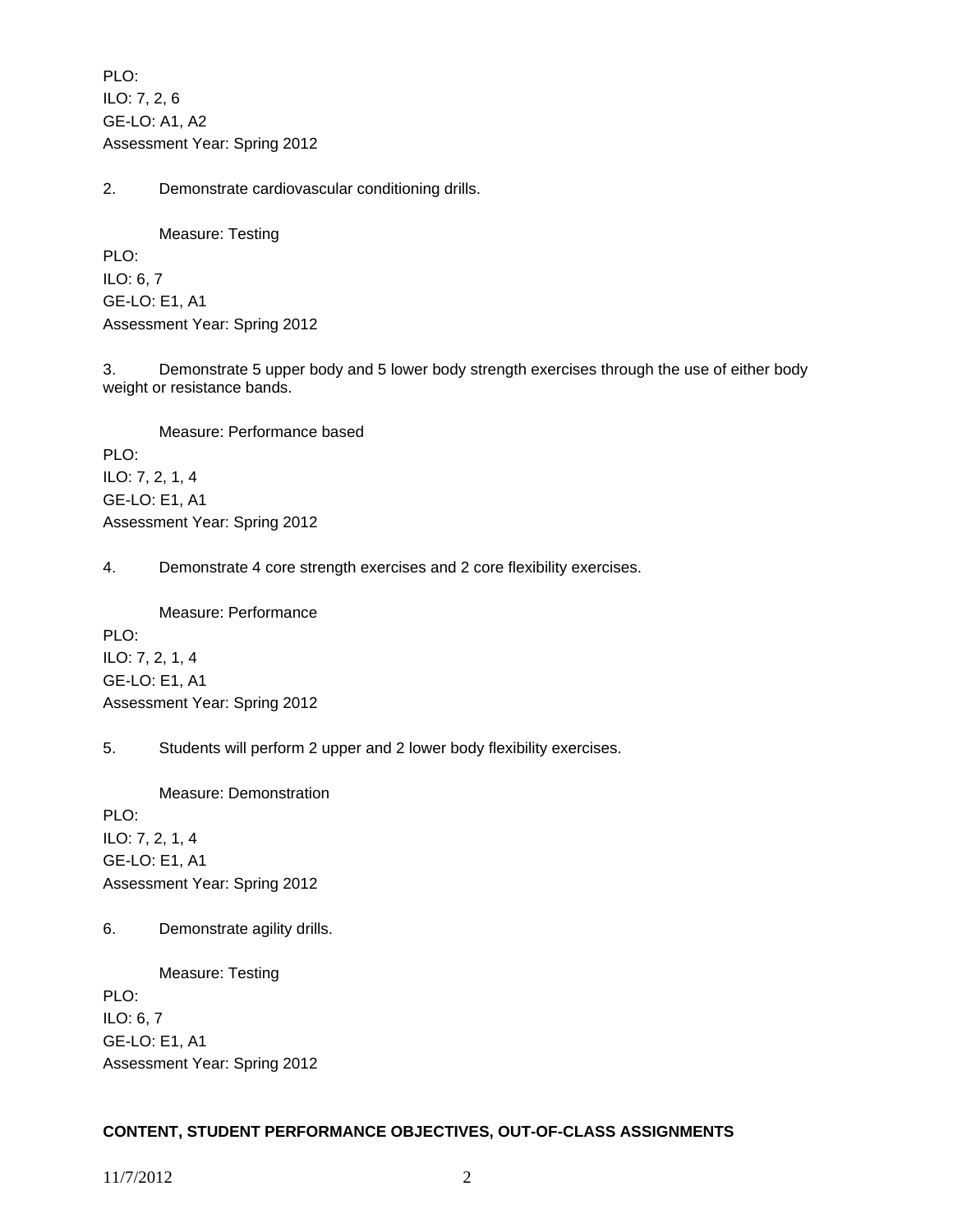PLO:
ILO: 7, 2, 6
GE-LO: A1, A2
Assessment Year: Spring 2012

2. Demonstrate cardiovascular conditioning drills.

Measure: Testing

PLO:
ILO: 6, 7
GE-LO: E1, A1
Assessment Year: Spring 2012

3. Demonstrate 5 upper body and 5 lower body strength exercises through the use of either body weight or resistance bands.

Measure: Performance based

PLO:
ILO: 7, 2, 1, 4
GE-LO: E1, A1
Assessment Year: Spring 2012

4. Demonstrate 4 core strength exercises and 2 core flexibility exercises.

Measure: Performance

PLO:
ILO: 7, 2, 1, 4
GE-LO: E1, A1
Assessment Year: Spring 2012

5. Students will perform 2 upper and 2 lower body flexibility exercises.

Measure: Demonstration

PLO:
ILO: 7, 2, 1, 4
GE-LO: E1, A1
Assessment Year: Spring 2012

6. Demonstrate agility drills.

Measure: Testing

PLO:
ILO: 6, 7
GE-LO: E1, A1
Assessment Year: Spring 2012

**CONTENT, STUDENT PERFORMANCE OBJECTIVES, OUT-OF-CLASS ASSIGNMENTS**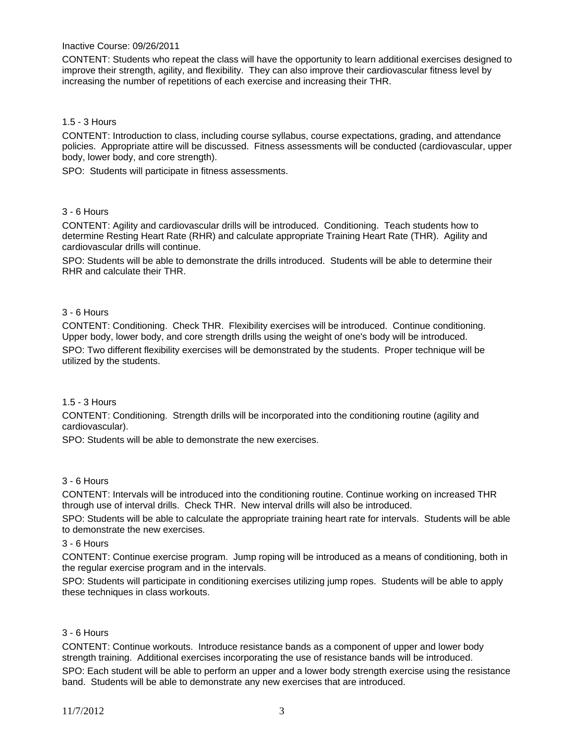Inactive Course: 09/26/2011

CONTENT: Students who repeat the class will have the opportunity to learn additional exercises designed to improve their strength, agility, and flexibility. They can also improve their cardiovascular fitness level by increasing the number of repetitions of each exercise and increasing their THR.

1.5 - 3 Hours

CONTENT: Introduction to class, including course syllabus, course expectations, grading, and attendance policies. Appropriate attire will be discussed. Fitness assessments will be conducted (cardiovascular, upper body, lower body, and core strength).

SPO: Students will participate in fitness assessments.

3 - 6 Hours

CONTENT: Agility and cardiovascular drills will be introduced. Conditioning. Teach students how to determine Resting Heart Rate (RHR) and calculate appropriate Training Heart Rate (THR). Agility and cardiovascular drills will continue.

SPO: Students will be able to demonstrate the drills introduced. Students will be able to determine their RHR and calculate their THR.

3 - 6 Hours

CONTENT: Conditioning. Check THR. Flexibility exercises will be introduced. Continue conditioning. Upper body, lower body, and core strength drills using the weight of one's body will be introduced.

SPO: Two different flexibility exercises will be demonstrated by the students. Proper technique will be utilized by the students.

1.5 - 3 Hours

CONTENT: Conditioning. Strength drills will be incorporated into the conditioning routine (agility and cardiovascular).

SPO: Students will be able to demonstrate the new exercises.

3 - 6 Hours

CONTENT: Intervals will be introduced into the conditioning routine. Continue working on increased THR through use of interval drills. Check THR. New interval drills will also be introduced.

SPO: Students will be able to calculate the appropriate training heart rate for intervals. Students will be able to demonstrate the new exercises.

3 - 6 Hours

CONTENT: Continue exercise program. Jump roping will be introduced as a means of conditioning, both in the regular exercise program and in the intervals.

SPO: Students will participate in conditioning exercises utilizing jump ropes. Students will be able to apply these techniques in class workouts.

3 - 6 Hours

CONTENT: Continue workouts. Introduce resistance bands as a component of upper and lower body strength training. Additional exercises incorporating the use of resistance bands will be introduced.

SPO: Each student will be able to perform an upper and a lower body strength exercise using the resistance band. Students will be able to demonstrate any new exercises that are introduced.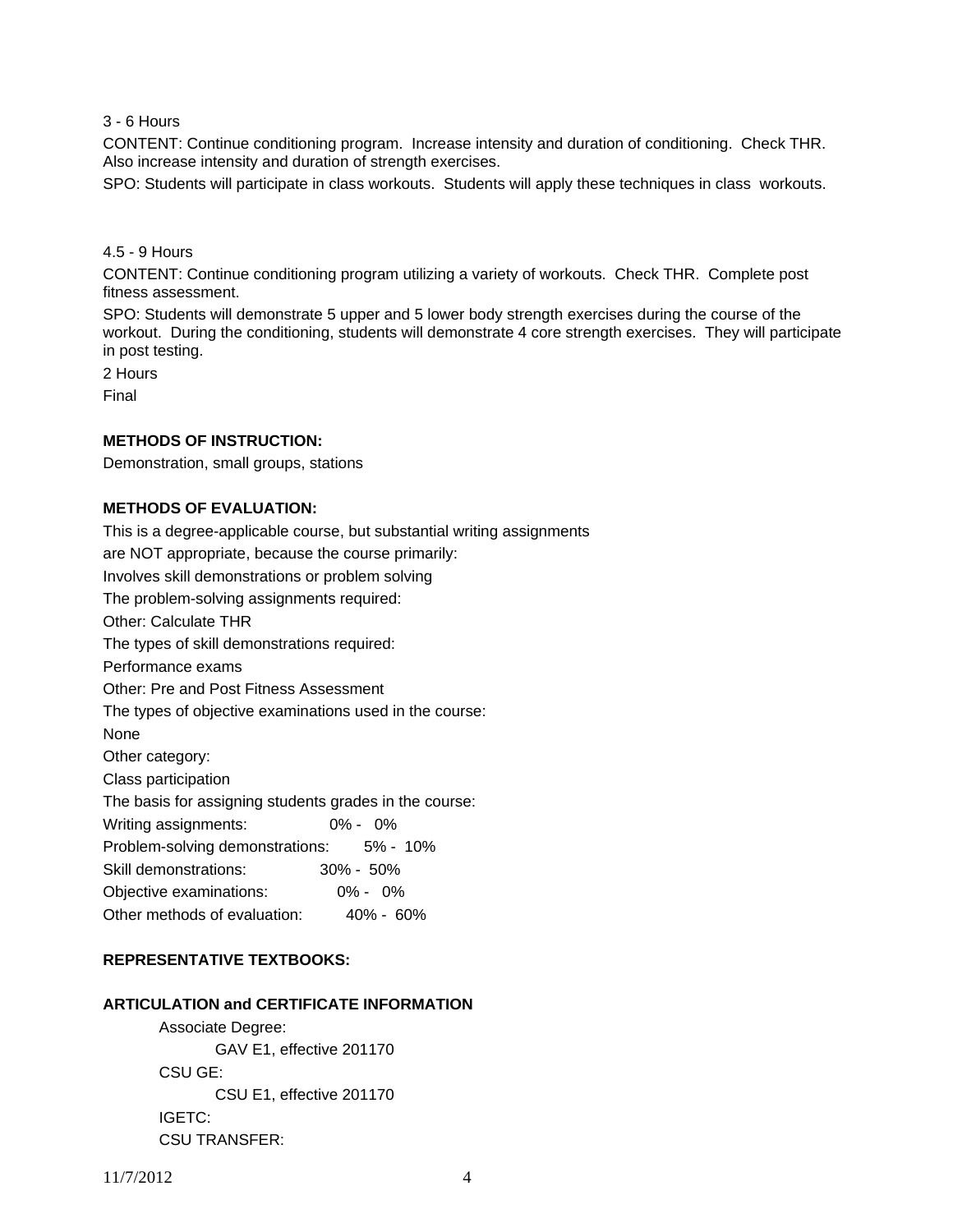3 - 6 Hours

CONTENT: Continue conditioning program. Increase intensity and duration of conditioning. Check THR. Also increase intensity and duration of strength exercises.

SPO: Students will participate in class workouts. Students will apply these techniques in class workouts.

4.5 - 9 Hours

CONTENT: Continue conditioning program utilizing a variety of workouts. Check THR. Complete post fitness assessment.

SPO: Students will demonstrate 5 upper and 5 lower body strength exercises during the course of the workout. During the conditioning, students will demonstrate 4 core strength exercises. They will participate in post testing.

2 Hours

Final

**METHODS OF INSTRUCTION:**

Demonstration, small groups, stations

**METHODS OF EVALUATION:**

This is a degree-applicable course, but substantial writing assignments are NOT appropriate, because the course primarily:

Involves skill demonstrations or problem solving

The problem-solving assignments required:

Other: Calculate THR

The types of skill demonstrations required:

Performance exams

Other: Pre and Post Fitness Assessment

The types of objective examinations used in the course:

None

Other category:

Class participation

The basis for assigning students grades in the course:

Writing assignments: 0% - 0%

Problem-solving demonstrations: 5% - 10%

Skill demonstrations: 30% - 50%

Objective examinations: 0% - 0%

Other methods of evaluation: 40% - 60%

**REPRESENTATIVE TEXTBOOKS:**

**ARTICULATION and CERTIFICATE INFORMATION**

Associate Degree:

GAV E1, effective 201170

CSU GE:

CSU E1, effective 201170

IGETC:

CSU TRANSFER: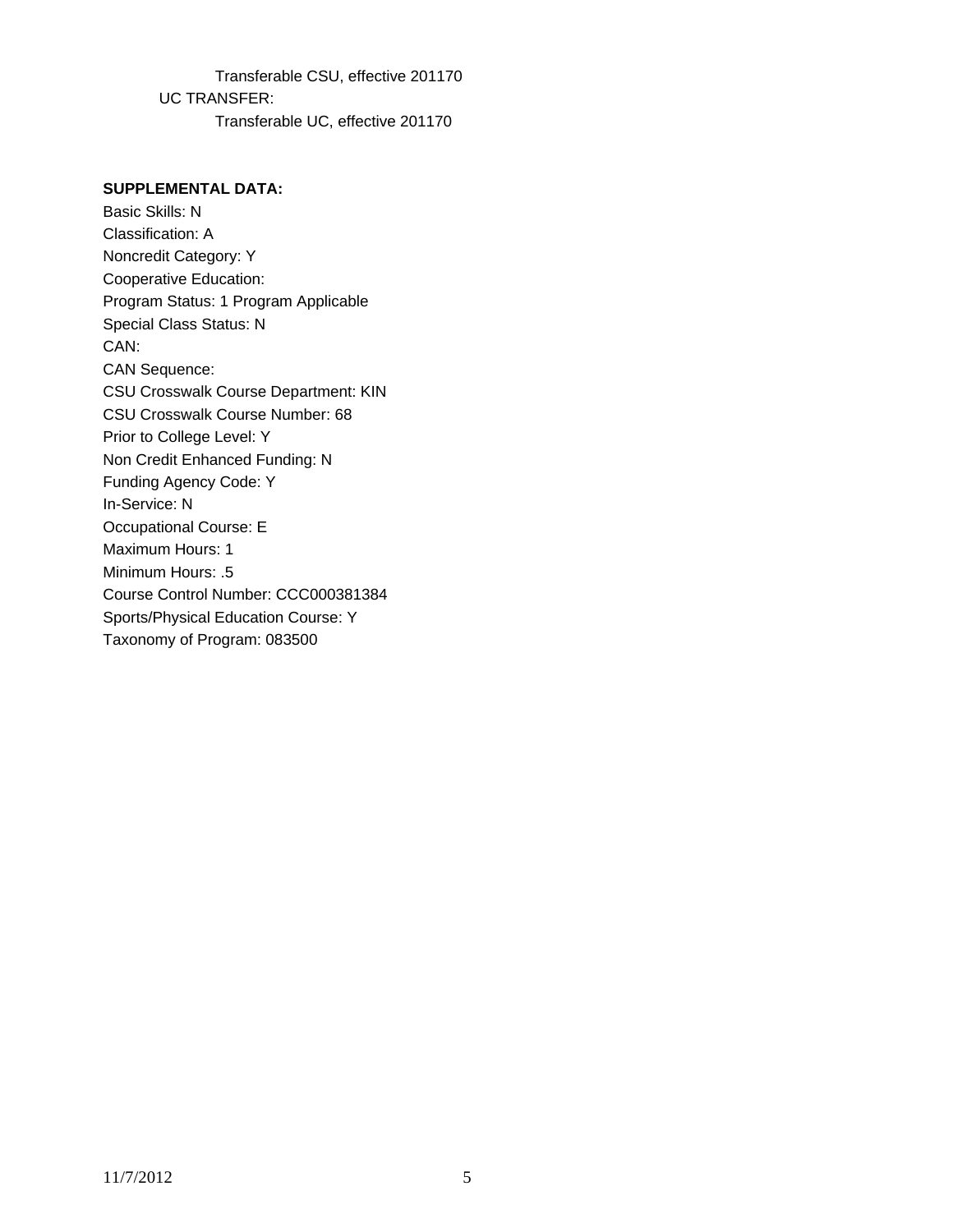Transferable CSU, effective 201170

UC TRANSFER:

Transferable UC, effective 201170

**SUPPLEMENTAL DATA:**

Basic Skills: N
Classification: A
Noncredit Category: Y
Cooperative Education:
Program Status: 1 Program Applicable
Special Class Status: N
CAN:
CAN Sequence:
CSU Crosswalk Course Department: KIN
CSU Crosswalk Course Number: 68
Prior to College Level: Y
Non Credit Enhanced Funding: N
Funding Agency Code: Y
In-Service: N
Occupational Course: E
Maximum Hours: 1
Minimum Hours: .5
Course Control Number: CCC000381384
Sports/Physical Education Course: Y
Taxonomy of Program: 083500